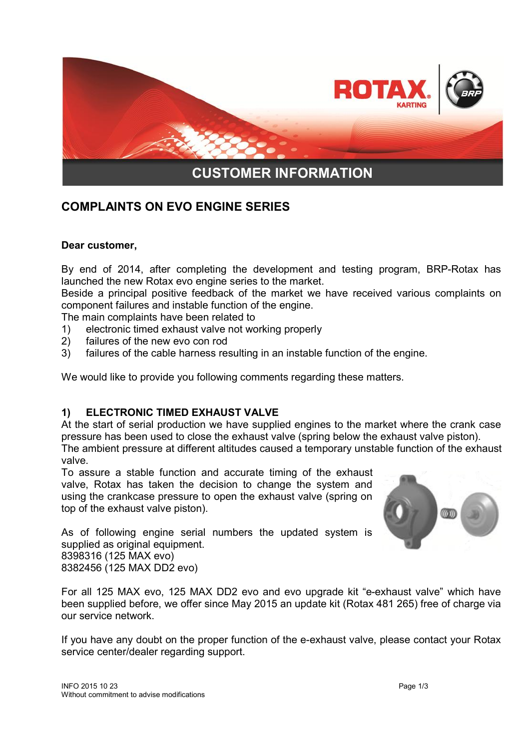# CUSTOMER INFORMATION

## COMPLAINTS ON EVO ENGINE SERIES

**Dear customer,**

By end of 2014, after completing the development and testing program, BRP-Rotax has launched the new Rotax evo engine series to the market.
Beside a principal positive feedback of the market we have received various complaints on component failures and instable function of the engine.
The main complaints have been related to

1) electronic timed exhaust valve not working properly
2) failures of the new evo con rod
3) failures of the cable harness resulting in an instable function of the engine.

We would like to provide you following comments regarding these matters.

### 1) ELECTRONIC TIMED EXHAUST VALVE

At the start of serial production we have supplied engines to the market where the crank case pressure has been used to close the exhaust valve (spring below the exhaust valve piston).
The ambient pressure at different altitudes caused a temporary unstable function of the exhaust valve.
To assure a stable function and accurate timing of the exhaust valve, Rotax has taken the decision to change the system and using the crankcase pressure to open the exhaust valve (spring on top of the exhaust valve piston).

As of following engine serial numbers the updated system is supplied as original equipment.
8398316 (125 MAX evo)
8382456 (125 MAX DD2 evo)

For all 125 MAX evo, 125 MAX DD2 evo and evo upgrade kit "e-exhaust valve" which have been supplied before, we offer since May 2015 an update kit (Rotax 481 265) free of charge via our service network.

If you have any doubt on the proper function of the e-exhaust valve, please contact your Rotax service center/dealer regarding support.

INFO 2015 10 23
Without commitment to advise modifications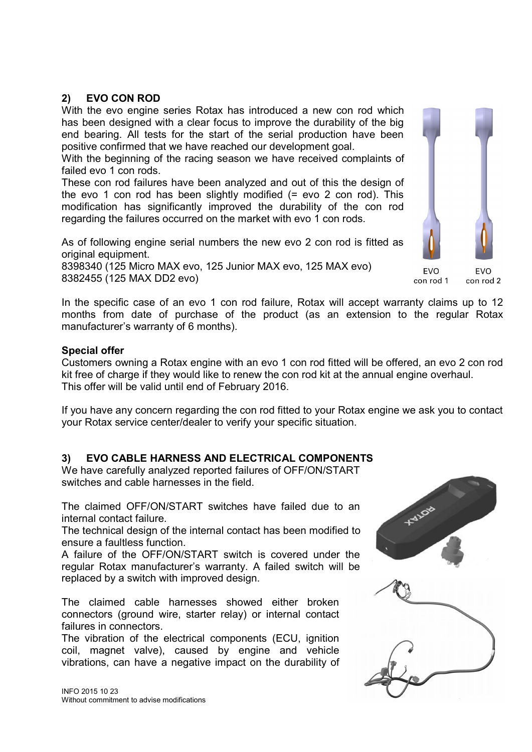## 2) EVO CON ROD

With the evo engine series Rotax has introduced a new con rod which has been designed with a clear focus to improve the durability of the big end bearing. All tests for the start of the serial production have been positive confirmed that we have reached our development goal.

With the beginning of the racing season we have received complaints of failed evo 1 con rods.

These con rod failures have been analyzed and out of this the design of the evo 1 con rod has been slightly modified (= evo 2 con rod). This modification has significantly improved the durability of the con rod regarding the failures occurred on the market with evo 1 con rods.

As of following engine serial numbers the new evo 2 con rod is fitted as original equipment.

8398340 (125 Micro MAX evo, 125 Junior MAX evo, 125 MAX evo)
8382455 (125 MAX DD2 evo)

EVO con rod 1

EVO con rod 2

In the specific case of an evo 1 con rod failure, Rotax will accept warranty claims up to 12 months from date of purchase of the product (as an extension to the regular Rotax manufacturer's warranty of 6 months).

**Special offer**

Customers owning a Rotax engine with an evo 1 con rod fitted will be offered, an evo 2 con rod kit free of charge if they would like to renew the con rod kit at the annual engine overhaul.
This offer will be valid until end of February 2016.

If you have any concern regarding the con rod fitted to your Rotax engine we ask you to contact your Rotax service center/dealer to verify your specific situation.

## 3) EVO CABLE HARNESS AND ELECTRICAL COMPONENTS

We have carefully analyzed reported failures of OFF/ON/START switches and cable harnesses in the field.

The claimed OFF/ON/START switches have failed due to an internal contact failure.

The technical design of the internal contact has been modified to ensure a faultless function.

A failure of the OFF/ON/START switch is covered under the regular Rotax manufacturer's warranty. A failed switch will be replaced by a switch with improved design.

The claimed cable harnesses showed either broken connectors (ground wire, starter relay) or internal contact failures in connectors.

The vibration of the electrical components (ECU, ignition coil, magnet valve), caused by engine and vehicle vibrations, can have a negative impact on the durability of

INFO 2015 10 23
Without commitment to advise modifications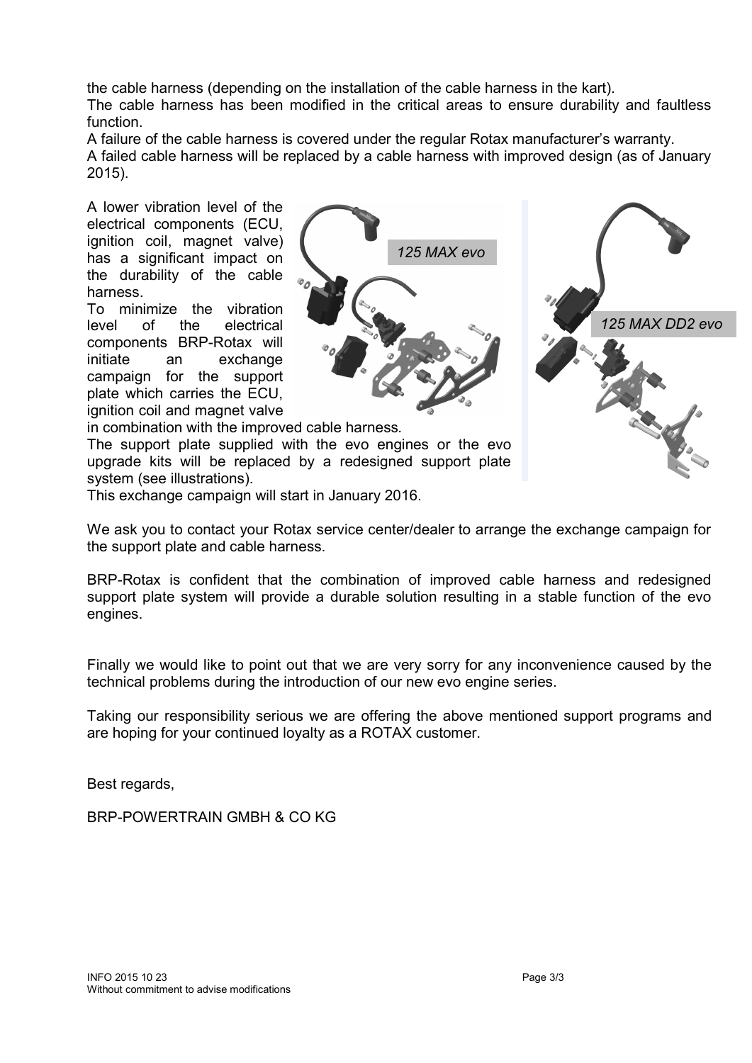the cable harness (depending on the installation of the cable harness in the kart).
The cable harness has been modified in the critical areas to ensure durability and faultless function.
A failure of the cable harness is covered under the regular Rotax manufacturer's warranty.
A failed cable harness will be replaced by a cable harness with improved design (as of January 2015).

A lower vibration level of the electrical components (ECU, ignition coil, magnet valve) has a significant impact on the durability of the cable harness.
To minimize the vibration level of the electrical components BRP-Rotax will initiate an exchange campaign for the support plate which carries the ECU, ignition coil and magnet valve in combination with the improved cable harness.
The support plate supplied with the evo engines or the evo upgrade kits will be replaced by a redesigned support plate system (see illustrations).
This exchange campaign will start in January 2016.

*125 MAX evo*

*125 MAX DD2 evo*

We ask you to contact your Rotax service center/dealer to arrange the exchange campaign for the support plate and cable harness.

BRP-Rotax is confident that the combination of improved cable harness and redesigned support plate system will provide a durable solution resulting in a stable function of the evo engines.

Finally we would like to point out that we are very sorry for any inconvenience caused by the technical problems during the introduction of our new evo engine series.

Taking our responsibility serious we are offering the above mentioned support programs and are hoping for your continued loyalty as a ROTAX customer.

Best regards,

BRP-POWERTRAIN GMBH & CO KG

INFO 2015 10 23
Without commitment to advise modifications